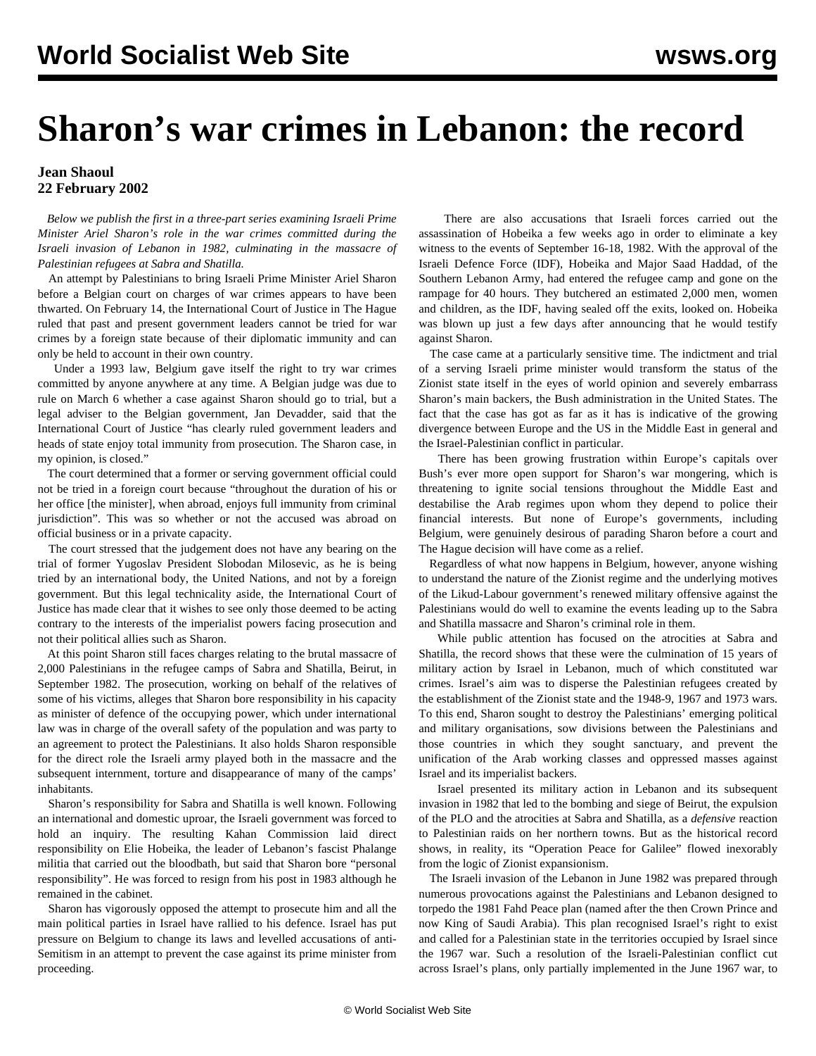# Sharon's war crimes in Lebanon: the record

**Jean Shaoul**
**22 February 2002**

*Below we publish the first in a three-part series examining Israeli Prime Minister Ariel Sharon's role in the war crimes committed during the Israeli invasion of Lebanon in 1982, culminating in the massacre of Palestinian refugees at Sabra and Shatilla.*

An attempt by Palestinians to bring Israeli Prime Minister Ariel Sharon before a Belgian court on charges of war crimes appears to have been thwarted. On February 14, the International Court of Justice in The Hague ruled that past and present government leaders cannot be tried for war crimes by a foreign state because of their diplomatic immunity and can only be held to account in their own country.

Under a 1993 law, Belgium gave itself the right to try war crimes committed by anyone anywhere at any time. A Belgian judge was due to rule on March 6 whether a case against Sharon should go to trial, but a legal adviser to the Belgian government, Jan Devadder, said that the International Court of Justice "has clearly ruled government leaders and heads of state enjoy total immunity from prosecution. The Sharon case, in my opinion, is closed."

The court determined that a former or serving government official could not be tried in a foreign court because "throughout the duration of his or her office [the minister], when abroad, enjoys full immunity from criminal jurisdiction". This was so whether or not the accused was abroad on official business or in a private capacity.

The court stressed that the judgement does not have any bearing on the trial of former Yugoslav President Slobodan Milosevic, as he is being tried by an international body, the United Nations, and not by a foreign government. But this legal technicality aside, the International Court of Justice has made clear that it wishes to see only those deemed to be acting contrary to the interests of the imperialist powers facing prosecution and not their political allies such as Sharon.

At this point Sharon still faces charges relating to the brutal massacre of 2,000 Palestinians in the refugee camps of Sabra and Shatilla, Beirut, in September 1982. The prosecution, working on behalf of the relatives of some of his victims, alleges that Sharon bore responsibility in his capacity as minister of defence of the occupying power, which under international law was in charge of the overall safety of the population and was party to an agreement to protect the Palestinians. It also holds Sharon responsible for the direct role the Israeli army played both in the massacre and the subsequent internment, torture and disappearance of many of the camps' inhabitants.

Sharon's responsibility for Sabra and Shatilla is well known. Following an international and domestic uproar, the Israeli government was forced to hold an inquiry. The resulting Kahan Commission laid direct responsibility on Elie Hobeika, the leader of Lebanon's fascist Phalange militia that carried out the bloodbath, but said that Sharon bore "personal responsibility". He was forced to resign from his post in 1983 although he remained in the cabinet.

Sharon has vigorously opposed the attempt to prosecute him and all the main political parties in Israel have rallied to his defence. Israel has put pressure on Belgium to change its laws and levelled accusations of anti-Semitism in an attempt to prevent the case against its prime minister from proceeding.

There are also accusations that Israeli forces carried out the assassination of Hobeika a few weeks ago in order to eliminate a key witness to the events of September 16-18, 1982. With the approval of the Israeli Defence Force (IDF), Hobeika and Major Saad Haddad, of the Southern Lebanon Army, had entered the refugee camp and gone on the rampage for 40 hours. They butchered an estimated 2,000 men, women and children, as the IDF, having sealed off the exits, looked on. Hobeika was blown up just a few days after announcing that he would testify against Sharon.

The case came at a particularly sensitive time. The indictment and trial of a serving Israeli prime minister would transform the status of the Zionist state itself in the eyes of world opinion and severely embarrass Sharon's main backers, the Bush administration in the United States. The fact that the case has got as far as it has is indicative of the growing divergence between Europe and the US in the Middle East in general and the Israel-Palestinian conflict in particular.

There has been growing frustration within Europe's capitals over Bush's ever more open support for Sharon's war mongering, which is threatening to ignite social tensions throughout the Middle East and destabilise the Arab regimes upon whom they depend to police their financial interests. But none of Europe's governments, including Belgium, were genuinely desirous of parading Sharon before a court and The Hague decision will have come as a relief.

Regardless of what now happens in Belgium, however, anyone wishing to understand the nature of the Zionist regime and the underlying motives of the Likud-Labour government's renewed military offensive against the Palestinians would do well to examine the events leading up to the Sabra and Shatilla massacre and Sharon's criminal role in them.

While public attention has focused on the atrocities at Sabra and Shatilla, the record shows that these were the culmination of 15 years of military action by Israel in Lebanon, much of which constituted war crimes. Israel's aim was to disperse the Palestinian refugees created by the establishment of the Zionist state and the 1948-9, 1967 and 1973 wars. To this end, Sharon sought to destroy the Palestinians' emerging political and military organisations, sow divisions between the Palestinians and those countries in which they sought sanctuary, and prevent the unification of the Arab working classes and oppressed masses against Israel and its imperialist backers.

Israel presented its military action in Lebanon and its subsequent invasion in 1982 that led to the bombing and siege of Beirut, the expulsion of the PLO and the atrocities at Sabra and Shatilla, as a *defensive* reaction to Palestinian raids on her northern towns. But as the historical record shows, in reality, its "Operation Peace for Galilee" flowed inexorably from the logic of Zionist expansionism.

The Israeli invasion of the Lebanon in June 1982 was prepared through numerous provocations against the Palestinians and Lebanon designed to torpedo the 1981 Fahd Peace plan (named after the then Crown Prince and now King of Saudi Arabia). This plan recognised Israel's right to exist and called for a Palestinian state in the territories occupied by Israel since the 1967 war. Such a resolution of the Israeli-Palestinian conflict cut across Israel's plans, only partially implemented in the June 1967 war, to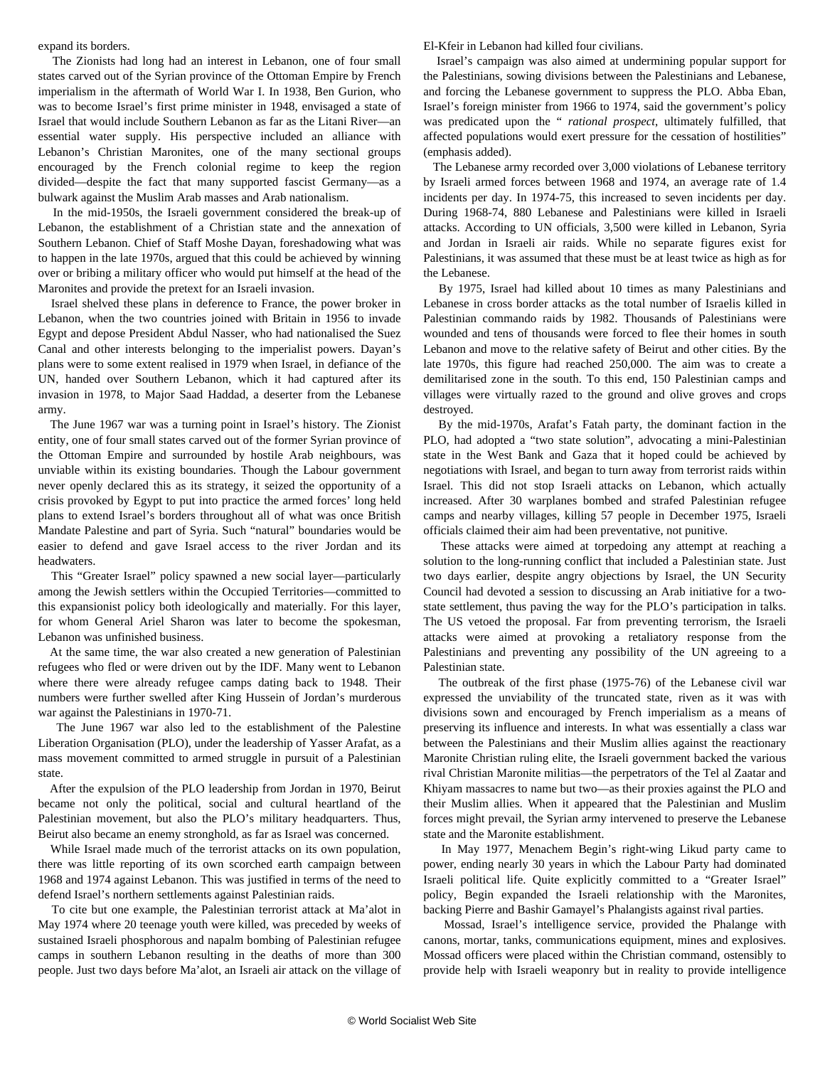expand its borders.

The Zionists had long had an interest in Lebanon, one of four small states carved out of the Syrian province of the Ottoman Empire by French imperialism in the aftermath of World War I. In 1938, Ben Gurion, who was to become Israel's first prime minister in 1948, envisaged a state of Israel that would include Southern Lebanon as far as the Litani River—an essential water supply. His perspective included an alliance with Lebanon's Christian Maronites, one of the many sectional groups encouraged by the French colonial regime to keep the region divided—despite the fact that many supported fascist Germany—as a bulwark against the Muslim Arab masses and Arab nationalism.

In the mid-1950s, the Israeli government considered the break-up of Lebanon, the establishment of a Christian state and the annexation of Southern Lebanon. Chief of Staff Moshe Dayan, foreshadowing what was to happen in the late 1970s, argued that this could be achieved by winning over or bribing a military officer who would put himself at the head of the Maronites and provide the pretext for an Israeli invasion.

Israel shelved these plans in deference to France, the power broker in Lebanon, when the two countries joined with Britain in 1956 to invade Egypt and depose President Abdul Nasser, who had nationalised the Suez Canal and other interests belonging to the imperialist powers. Dayan's plans were to some extent realised in 1979 when Israel, in defiance of the UN, handed over Southern Lebanon, which it had captured after its invasion in 1978, to Major Saad Haddad, a deserter from the Lebanese army.

The June 1967 war was a turning point in Israel's history. The Zionist entity, one of four small states carved out of the former Syrian province of the Ottoman Empire and surrounded by hostile Arab neighbours, was unviable within its existing boundaries. Though the Labour government never openly declared this as its strategy, it seized the opportunity of a crisis provoked by Egypt to put into practice the armed forces' long held plans to extend Israel's borders throughout all of what was once British Mandate Palestine and part of Syria. Such "natural" boundaries would be easier to defend and gave Israel access to the river Jordan and its headwaters.

This "Greater Israel" policy spawned a new social layer—particularly among the Jewish settlers within the Occupied Territories—committed to this expansionist policy both ideologically and materially. For this layer, for whom General Ariel Sharon was later to become the spokesman, Lebanon was unfinished business.

At the same time, the war also created a new generation of Palestinian refugees who fled or were driven out by the IDF. Many went to Lebanon where there were already refugee camps dating back to 1948. Their numbers were further swelled after King Hussein of Jordan's murderous war against the Palestinians in 1970-71.

The June 1967 war also led to the establishment of the Palestine Liberation Organisation (PLO), under the leadership of Yasser Arafat, as a mass movement committed to armed struggle in pursuit of a Palestinian state.

After the expulsion of the PLO leadership from Jordan in 1970, Beirut became not only the political, social and cultural heartland of the Palestinian movement, but also the PLO's military headquarters. Thus, Beirut also became an enemy stronghold, as far as Israel was concerned.

While Israel made much of the terrorist attacks on its own population, there was little reporting of its own scorched earth campaign between 1968 and 1974 against Lebanon. This was justified in terms of the need to defend Israel's northern settlements against Palestinian raids.

To cite but one example, the Palestinian terrorist attack at Ma'alot in May 1974 where 20 teenage youth were killed, was preceded by weeks of sustained Israeli phosphorous and napalm bombing of Palestinian refugee camps in southern Lebanon resulting in the deaths of more than 300 people. Just two days before Ma'alot, an Israeli air attack on the village of El-Kfeir in Lebanon had killed four civilians.

Israel's campaign was also aimed at undermining popular support for the Palestinians, sowing divisions between the Palestinians and Lebanese, and forcing the Lebanese government to suppress the PLO. Abba Eban, Israel's foreign minister from 1966 to 1974, said the government's policy was predicated upon the " *rational prospect*, ultimately fulfilled, that affected populations would exert pressure for the cessation of hostilities" (emphasis added).

The Lebanese army recorded over 3,000 violations of Lebanese territory by Israeli armed forces between 1968 and 1974, an average rate of 1.4 incidents per day. In 1974-75, this increased to seven incidents per day. During 1968-74, 880 Lebanese and Palestinians were killed in Israeli attacks. According to UN officials, 3,500 were killed in Lebanon, Syria and Jordan in Israeli air raids. While no separate figures exist for Palestinians, it was assumed that these must be at least twice as high as for the Lebanese.

By 1975, Israel had killed about 10 times as many Palestinians and Lebanese in cross border attacks as the total number of Israelis killed in Palestinian commando raids by 1982. Thousands of Palestinians were wounded and tens of thousands were forced to flee their homes in south Lebanon and move to the relative safety of Beirut and other cities. By the late 1970s, this figure had reached 250,000. The aim was to create a demilitarised zone in the south. To this end, 150 Palestinian camps and villages were virtually razed to the ground and olive groves and crops destroyed.

By the mid-1970s, Arafat's Fatah party, the dominant faction in the PLO, had adopted a "two state solution", advocating a mini-Palestinian state in the West Bank and Gaza that it hoped could be achieved by negotiations with Israel, and began to turn away from terrorist raids within Israel. This did not stop Israeli attacks on Lebanon, which actually increased. After 30 warplanes bombed and strafed Palestinian refugee camps and nearby villages, killing 57 people in December 1975, Israeli officials claimed their aim had been preventative, not punitive.

These attacks were aimed at torpedoing any attempt at reaching a solution to the long-running conflict that included a Palestinian state. Just two days earlier, despite angry objections by Israel, the UN Security Council had devoted a session to discussing an Arab initiative for a two-state settlement, thus paving the way for the PLO's participation in talks. The US vetoed the proposal. Far from preventing terrorism, the Israeli attacks were aimed at provoking a retaliatory response from the Palestinians and preventing any possibility of the UN agreeing to a Palestinian state.

The outbreak of the first phase (1975-76) of the Lebanese civil war expressed the unviability of the truncated state, riven as it was with divisions sown and encouraged by French imperialism as a means of preserving its influence and interests. In what was essentially a class war between the Palestinians and their Muslim allies against the reactionary Maronite Christian ruling elite, the Israeli government backed the various rival Christian Maronite militias—the perpetrators of the Tel al Zaatar and Khiyam massacres to name but two—as their proxies against the PLO and their Muslim allies. When it appeared that the Palestinian and Muslim forces might prevail, the Syrian army intervened to preserve the Lebanese state and the Maronite establishment.

In May 1977, Menachem Begin's right-wing Likud party came to power, ending nearly 30 years in which the Labour Party had dominated Israeli political life. Quite explicitly committed to a "Greater Israel" policy, Begin expanded the Israeli relationship with the Maronites, backing Pierre and Bashir Gamayel's Phalangists against rival parties.

Mossad, Israel's intelligence service, provided the Phalange with canons, mortar, tanks, communications equipment, mines and explosives. Mossad officers were placed within the Christian command, ostensibly to provide help with Israeli weaponry but in reality to provide intelligence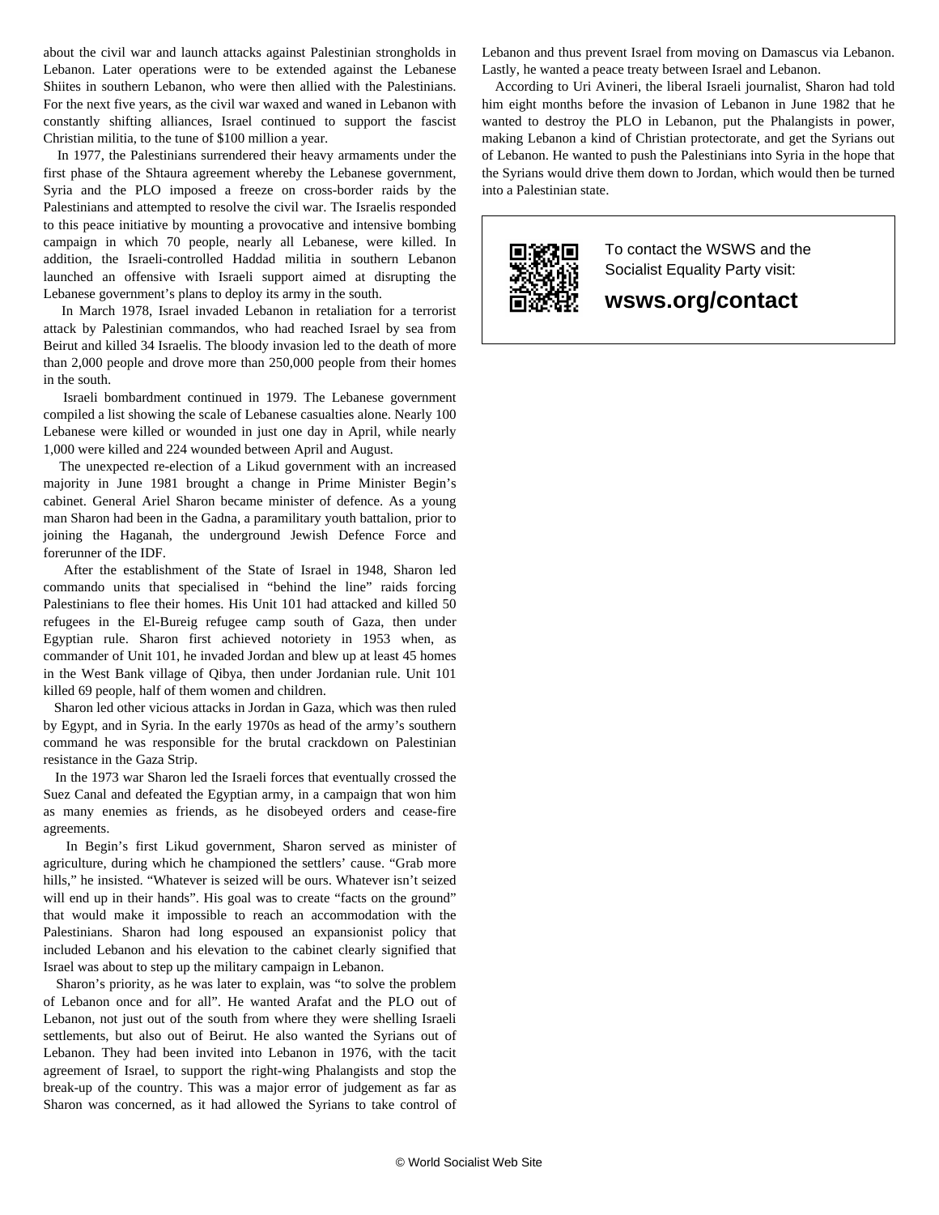about the civil war and launch attacks against Palestinian strongholds in Lebanon. Later operations were to be extended against the Lebanese Shiites in southern Lebanon, who were then allied with the Palestinians. For the next five years, as the civil war waxed and waned in Lebanon with constantly shifting alliances, Israel continued to support the fascist Christian militia, to the tune of $100 million a year.

In 1977, the Palestinians surrendered their heavy armaments under the first phase of the Shtaura agreement whereby the Lebanese government, Syria and the PLO imposed a freeze on cross-border raids by the Palestinians and attempted to resolve the civil war. The Israelis responded to this peace initiative by mounting a provocative and intensive bombing campaign in which 70 people, nearly all Lebanese, were killed. In addition, the Israeli-controlled Haddad militia in southern Lebanon launched an offensive with Israeli support aimed at disrupting the Lebanese government's plans to deploy its army in the south.

In March 1978, Israel invaded Lebanon in retaliation for a terrorist attack by Palestinian commandos, who had reached Israel by sea from Beirut and killed 34 Israelis. The bloody invasion led to the death of more than 2,000 people and drove more than 250,000 people from their homes in the south.

Israeli bombardment continued in 1979. The Lebanese government compiled a list showing the scale of Lebanese casualties alone. Nearly 100 Lebanese were killed or wounded in just one day in April, while nearly 1,000 were killed and 224 wounded between April and August.

The unexpected re-election of a Likud government with an increased majority in June 1981 brought a change in Prime Minister Begin's cabinet. General Ariel Sharon became minister of defence. As a young man Sharon had been in the Gadna, a paramilitary youth battalion, prior to joining the Haganah, the underground Jewish Defence Force and forerunner of the IDF.

After the establishment of the State of Israel in 1948, Sharon led commando units that specialised in "behind the line" raids forcing Palestinians to flee their homes. His Unit 101 had attacked and killed 50 refugees in the El-Bureig refugee camp south of Gaza, then under Egyptian rule. Sharon first achieved notoriety in 1953 when, as commander of Unit 101, he invaded Jordan and blew up at least 45 homes in the West Bank village of Qibya, then under Jordanian rule. Unit 101 killed 69 people, half of them women and children.

Sharon led other vicious attacks in Jordan in Gaza, which was then ruled by Egypt, and in Syria. In the early 1970s as head of the army's southern command he was responsible for the brutal crackdown on Palestinian resistance in the Gaza Strip.

In the 1973 war Sharon led the Israeli forces that eventually crossed the Suez Canal and defeated the Egyptian army, in a campaign that won him as many enemies as friends, as he disobeyed orders and cease-fire agreements.

In Begin's first Likud government, Sharon served as minister of agriculture, during which he championed the settlers' cause. "Grab more hills," he insisted. "Whatever is seized will be ours. Whatever isn't seized will end up in their hands". His goal was to create "facts on the ground" that would make it impossible to reach an accommodation with the Palestinians. Sharon had long espoused an expansionist policy that included Lebanon and his elevation to the cabinet clearly signified that Israel was about to step up the military campaign in Lebanon.

Sharon's priority, as he was later to explain, was "to solve the problem of Lebanon once and for all". He wanted Arafat and the PLO out of Lebanon, not just out of the south from where they were shelling Israeli settlements, but also out of Beirut. He also wanted the Syrians out of Lebanon. They had been invited into Lebanon in 1976, with the tacit agreement of Israel, to support the right-wing Phalangists and stop the break-up of the country. This was a major error of judgement as far as Sharon was concerned, as it had allowed the Syrians to take control of Lebanon and thus prevent Israel from moving on Damascus via Lebanon. Lastly, he wanted a peace treaty between Israel and Lebanon.

According to Uri Avineri, the liberal Israeli journalist, Sharon had told him eight months before the invasion of Lebanon in June 1982 that he wanted to destroy the PLO in Lebanon, put the Phalangists in power, making Lebanon a kind of Christian protectorate, and get the Syrians out of Lebanon. He wanted to push the Palestinians into Syria in the hope that the Syrians would drive them down to Jordan, which would then be turned into a Palestinian state.

To contact the WSWS and the Socialist Equality Party visit:

**wsws.org/contact**